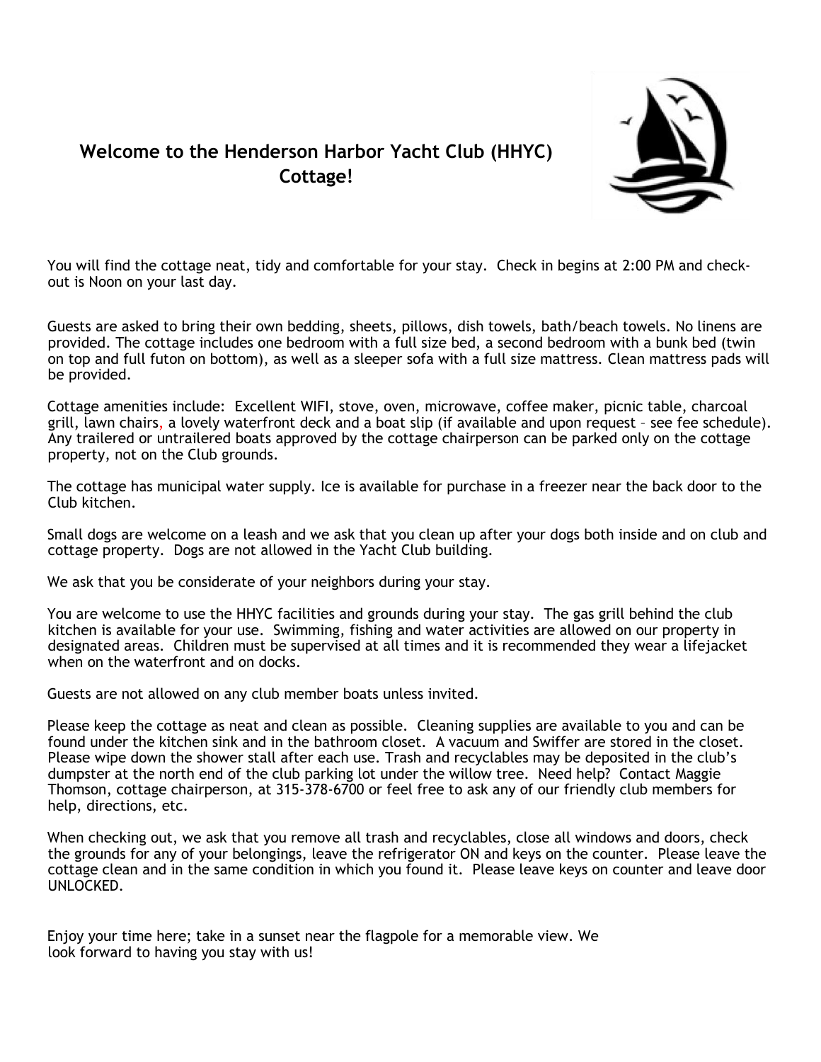# Welcome to the Henderson Harbor Yacht Club (HHYC) Cottage!

You will find the cottage neat, tidy and comfortable for your stay. Check in begins at 2:00 PM and check-out is Noon on your last day.

Guests are asked to bring their own bedding, sheets, pillows, dish towels, bath/beach towels. No linens are provided. The cottage includes one bedroom with a full size bed, a second bedroom with a bunk bed (twin on top and full futon on bottom), as well as a sleeper sofa with a full size mattress. Clean mattress pads will be provided.

Cottage amenities include: Excellent WIFI, stove, oven, microwave, coffee maker, picnic table, charcoal grill, lawn chairs, a lovely waterfront deck and a boat slip (if available and upon request – see fee schedule). Any trailered or untrailered boats approved by the cottage chairperson can be parked only on the cottage property, not on the Club grounds.

The cottage has municipal water supply. Ice is available for purchase in a freezer near the back door to the Club kitchen.

Small dogs are welcome on a leash and we ask that you clean up after your dogs both inside and on club and cottage property. Dogs are not allowed in the Yacht Club building.

We ask that you be considerate of your neighbors during your stay.

You are welcome to use the HHYC facilities and grounds during your stay. The gas grill behind the club kitchen is available for your use. Swimming, fishing and water activities are allowed on our property in designated areas. Children must be supervised at all times and it is recommended they wear a lifejacket when on the waterfront and on docks.

Guests are not allowed on any club member boats unless invited.

Please keep the cottage as neat and clean as possible. Cleaning supplies are available to you and can be found under the kitchen sink and in the bathroom closet. A vacuum and Swiffer are stored in the closet. Please wipe down the shower stall after each use. Trash and recyclables may be deposited in the club's dumpster at the north end of the club parking lot under the willow tree. Need help? Contact Maggie Thomson, cottage chairperson, at 315-378-6700 or feel free to ask any of our friendly club members for help, directions, etc.

When checking out, we ask that you remove all trash and recyclables, close all windows and doors, check the grounds for any of your belongings, leave the refrigerator ON and keys on the counter. Please leave the cottage clean and in the same condition in which you found it. Please leave keys on counter and leave door UNLOCKED.

Enjoy your time here; take in a sunset near the flagpole for a memorable view. We look forward to having you stay with us!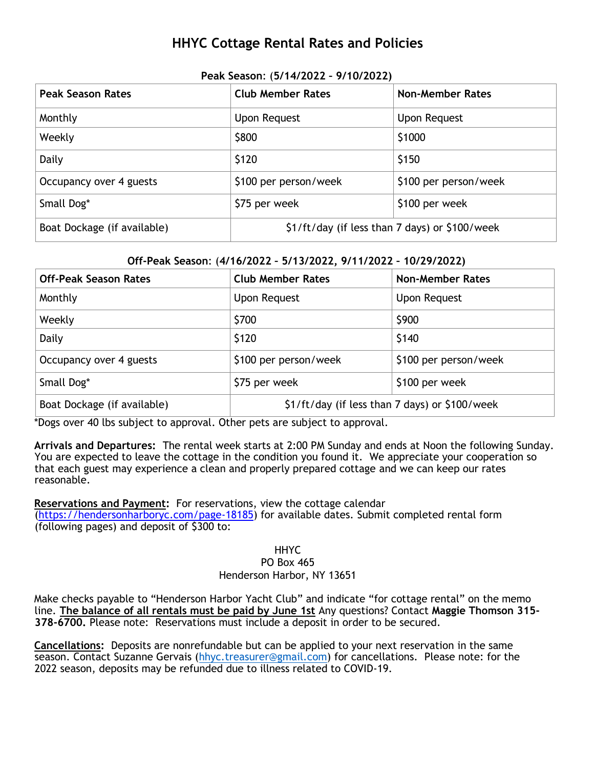# HHYC Cottage Rental Rates and Policies

**Peak Season: (5/14/2022 – 9/10/2022)**

| Peak Season Rates | Club Member Rates | Non-Member Rates |
|---|---|---|
| Monthly | Upon Request | Upon Request |
| Weekly | $800 | $1000 |
| Daily | $120 | $150 |
| Occupancy over 4 guests | $100 per person/week | $100 per person/week |
| Small Dog* | $75 per week | $100 per week |
| Boat Dockage (if available) | $1/ft/day (if less than 7 days) or $100/week | |

**Off-Peak Season: (4/16/2022 – 5/13/2022, 9/11/2022 – 10/29/2022)**

| Off-Peak Season Rates | Club Member Rates | Non-Member Rates |
|---|---|---|
| Monthly | Upon Request | Upon Request |
| Weekly | $700 | $900 |
| Daily | $120 | $140 |
| Occupancy over 4 guests | $100 per person/week | $100 per person/week |
| Small Dog* | $75 per week | $100 per week |
| Boat Dockage (if available) | $1/ft/day (if less than 7 days) or $100/week | |

*Dogs over 40 lbs subject to approval. Other pets are subject to approval.

**Arrivals and Departures:** The rental week starts at 2:00 PM Sunday and ends at Noon the following Sunday. You are expected to leave the cottage in the condition you found it. We appreciate your cooperation so that each guest may experience a clean and properly prepared cottage and we can keep our rates reasonable.

**Reservations and Payment:** For reservations, view the cottage calendar (https://hendersonharboryc.com/page-18185) for available dates. Submit completed rental form (following pages) and deposit of $300 to:

HHYC
PO Box 465
Henderson Harbor, NY 13651

Make checks payable to "Henderson Harbor Yacht Club" and indicate "for cottage rental" on the memo line. **The balance of all rentals must be paid by June 1st** Any questions? Contact **Maggie Thomson 315-378-6700.** Please note: Reservations must include a deposit in order to be secured.

**Cancellations:** Deposits are nonrefundable but can be applied to your next reservation in the same season. Contact Suzanne Gervais (hhyc.treasurer@gmail.com) for cancellations. Please note: for the 2022 season, deposits may be refunded due to illness related to COVID-19.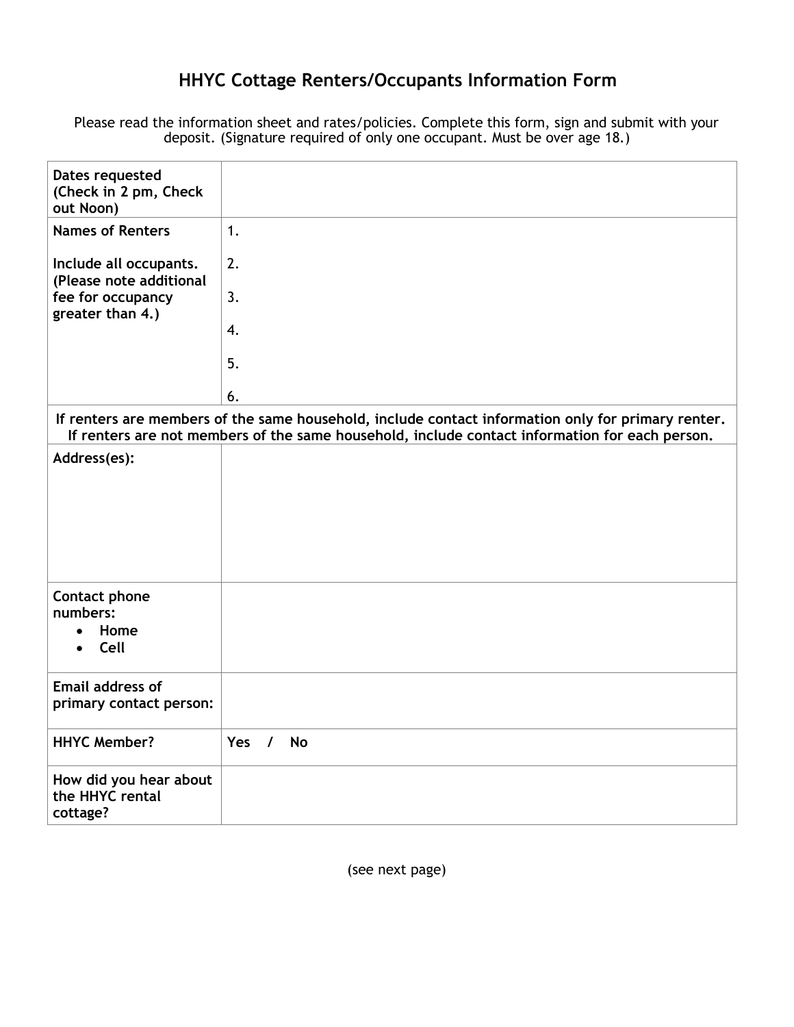# HHYC Cottage Renters/Occupants Information Form

Please read the information sheet and rates/policies. Complete this form, sign and submit with your deposit. (Signature required of only one occupant. Must be over age 18.)

| | |
|---|---|
| **Dates requested (Check in 2 pm, Check out Noon)** | |
| **Names of Renters**<br><br>**Include all occupants. (Please note additional fee for occupancy greater than 4.)** | 1.<br><br>2.<br><br>3.<br><br>4.<br><br>5.<br><br>6. |
| **If renters are members of the same household, include contact information only for primary renter. If renters are not members of the same household, include contact information for each person.** | |
| **Address(es):** | |
| **Contact phone numbers:**<br>• **Home**<br>• **Cell** | |
| **Email address of primary contact person:** | |
| **HHYC Member?** | **Yes / No** |
| **How did you hear about the HHYC rental cottage?** | |

(see next page)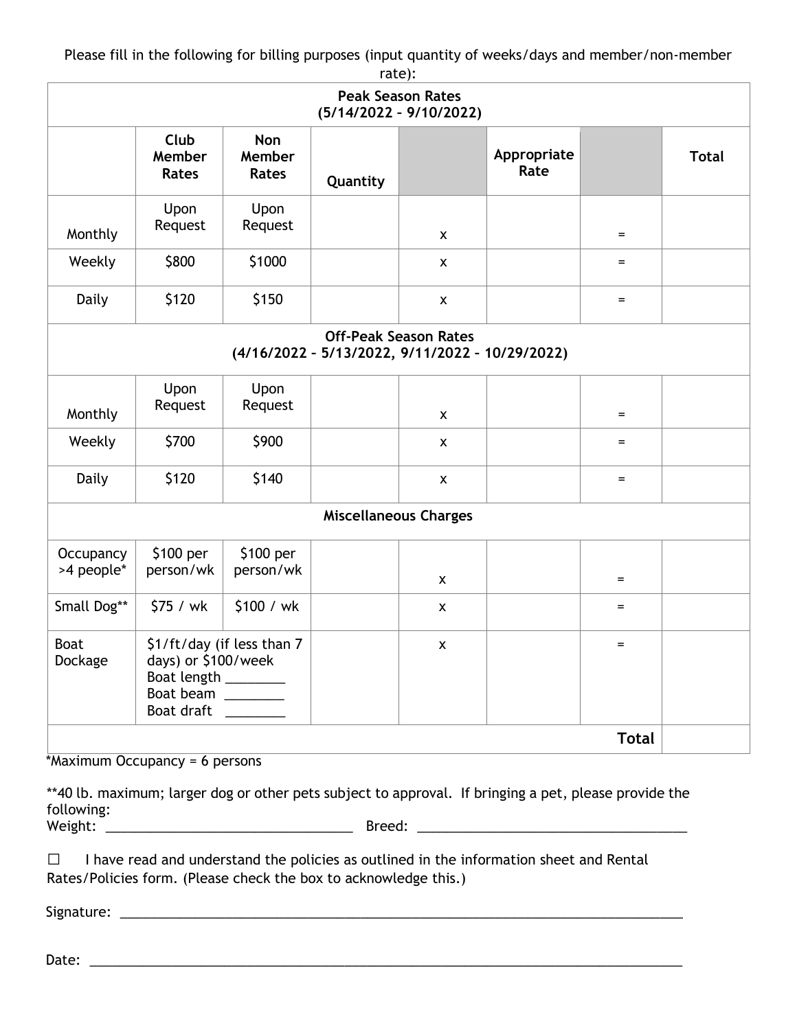Please fill in the following for billing purposes (input quantity of weeks/days and member/non-member rate):

| Peak Season Rates (5/14/2022 – 9/10/2022) | | | | | | | |
|---|---|---|---|---|---|---|---|
| | Club Member Rates | Non Member Rates | Quantity | | Appropriate Rate | | Total |
| Monthly | Upon Request | Upon Request | | x | | = | |
| Weekly | $800 | $1000 | | x | | = | |
| Daily | $120 | $150 | | x | | = | |
| **Off-Peak Season Rates (4/16/2022 – 5/13/2022, 9/11/2022 – 10/29/2022)** | | | | | | | |
| Monthly | Upon Request | Upon Request | | x | | = | |
| Weekly | $700 | $900 | | x | | = | |
| Daily | $120 | $140 | | x | | = | |
| **Miscellaneous Charges** | | | | | | | |
| Occupancy >4 people* | $100 per person/wk | $100 per person/wk | | x | | = | |
| Small Dog** | $75 / wk | $100 / wk | | x | | = | |
| Boat Dockage | $1/ft/day (if less than 7 days) or $100/week Boat length ________ Boat beam ________ Boat draft ________ | | | x | | = | |
| | | | | | | **Total** | |

*Maximum Occupancy = 6 persons

**40 lb. maximum; larger dog or other pets subject to approval. If bringing a pet, please provide the following:

Weight: ________________________________ Breed: ___________________________________

☐ I have read and understand the policies as outlined in the information sheet and Rental Rates/Policies form. (Please check the box to acknowledge this.)

Signature: ___________________________________________________________________________

Date: _______________________________________________________________________________